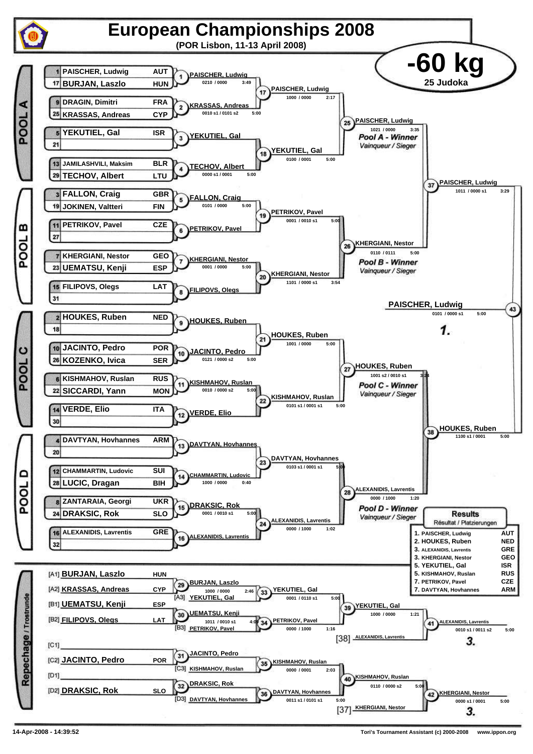# European Championships 2008

**(POR Lisbon, 11-13 April 2008)**

## -60 kg

25 Judoka

## POOL A

| Seed | Name | Country |
|---|---|---|
| 1 | PAISCHER, Ludwig | AUT |
| 17 | BURJAN, Laszlo | HUN |
| 9 | DRAGIN, Dimitri | FRA |
| 25 | KRASSAS, Andreas | CYP |
| 5 | YEKUTIEL, Gal | ISR |
| 21 | | |
| 13 | JAMILASHVILI, Maksim | BLR |
| 29 | TECHOV, Albert | LTU |

| Contest | Winner | Score | Time |
|---|---|---|---|
| 1 | PAISCHER, Ludwig | 0210 / 0000 | 3:49 |
| 2 | KRASSAS, Andreas | 0010 s1 / 0101 s2 | 5:00 |
| 3 | YEKUTIEL, Gal | | |
| 4 | TECHOV, Albert | 0000 s1 / 0001 | 5:00 |
| 17 | PAISCHER, Ludwig | 1000 / 0000 | 2:17 |
| 18 | YEKUTIEL, Gal | 0100 / 0001 | 5:00 |
| 25 | PAISCHER, Ludwig | 1021 / 0000 | 3:35 |

*Pool A - Winner*
*Vainqueur / Sieger*

## POOL B

| Seed | Name | Country |
|---|---|---|
| 3 | FALLON, Craig | GBR |
| 19 | JOKINEN, Valtteri | FIN |
| 11 | PETRIKOV, Pavel | CZE |
| 27 | | |
| 7 | KHERGIANI, Nestor | GEO |
| 23 | UEMATSU, Kenji | ESP |
| 15 | FILIPOVS, Olegs | LAT |
| 31 | | |

| Contest | Winner | Score | Time |
|---|---|---|---|
| 5 | FALLON, Craig | 0101 / 0000 | 5:00 |
| 6 | PETRIKOV, Pavel | | |
| 7 | KHERGIANI, Nestor | 0001 / 0000 | 5:00 |
| 8 | FILIPOVS, Olegs | | |
| 19 | PETRIKOV, Pavel | 0001 / 0010 s1 | 5:00 |
| 20 | KHERGIANI, Nestor | 1101 / 0000 s1 | 3:54 |
| 26 | KHERGIANI, Nestor | 0110 / 0111 | 5:00 |

*Pool B - Winner*
*Vainqueur / Sieger*

## POOL C

| Seed | Name | Country |
|---|---|---|
| 2 | HOUKES, Ruben | NED |
| 18 | | |
| 10 | JACINTO, Pedro | POR |
| 26 | KOZENKO, Ivica | SER |
| 6 | KISHMAHOV, Ruslan | RUS |
| 22 | SICCARDI, Yann | MON |
| 14 | VERDE, Elio | ITA |
| 30 | | |

| Contest | Winner | Score | Time |
|---|---|---|---|
| 9 | HOUKES, Ruben | | |
| 10 | JACINTO, Pedro | 0121 / 0000 s2 | 5:00 |
| 11 | KISHMAHOV, Ruslan | 0010 / 0000 s2 | 5:00 |
| 12 | VERDE, Elio | | |
| 21 | HOUKES, Ruben | 1001 / 0000 | 5:00 |
| 22 | KISHMAHOV, Ruslan | 0101 s1 / 0001 s1 | 5:00 |
| 27 | HOUKES, Ruben | 1001 s2 / 0010 s1 | 3:24 |

*Pool C - Winner*
*Vainqueur / Sieger*

## POOL D

| Seed | Name | Country |
|---|---|---|
| 4 | DAVTYAN, Hovhannes | ARM |
| 20 | | |
| 12 | CHAMMARTIN, Ludovic | SUI |
| 28 | LUCIC, Dragan | BIH |
| 8 | ZANTARAIA, Georgi | UKR |
| 24 | DRAKSIC, Rok | SLO |
| 16 | ALEXANIDIS, Lavrentis | GRE |
| 32 | | |

| Contest | Winner | Score | Time |
|---|---|---|---|
| 13 | DAVTYAN, Hovhannes | | |
| 14 | CHAMMARTIN, Ludovic | 1000 / 0000 | 0:40 |
| 15 | DRAKSIC, Rok | 0001 / 0010 s1 | 5:00 |
| 16 | ALEXANIDIS, Lavrentis | | |
| 23 | DAVTYAN, Hovhannes | 0103 s1 / 0001 s1 | 5:00 |
| 24 | ALEXANIDIS, Lavrentis | 0000 / 1000 | 1:02 |
| 28 | ALEXANIDIS, Lavrentis | 0000 / 1000 | 1:20 |

*Pool D - Winner*
*Vainqueur / Sieger*

## Semi-finals and Final

| Contest | Winner | Score | Time |
|---|---|---|---|
| 37 | PAISCHER, Ludwig | 1011 / 0000 s1 | 3:29 |
| 38 | HOUKES, Ruben | 1100 s1 / 0001 | 5:00 |
| 43 | PAISCHER, Ludwig | 0101 / 0000 s1 | 5:00 |

PAISCHER, Ludwig — **1.**

## Repechage / Trostrunde

| Position | Name | Country |
|---|---|---|
| [A1] | BURJAN, Laszlo | HUN |
| [A2] | KRASSAS, Andreas | CYP |
| [B1] | UEMATSU, Kenji | ESP |
| [B2] | FILIPOVS, Olegs | LAT |
| [C1] | | |
| [C2] | JACINTO, Pedro | POR |
| [D1] | | |
| [D2] | DRAKSIC, Rok | SLO |

| Contest | Winner | Score | Time |
|---|---|---|---|
| 29 | BURJAN, Laszlo | 1000 / 0000 | 2:46 |
| 30 | UEMATSU, Kenji | 1011 / 0010 s1 | 4:09 |
| 31 | JACINTO, Pedro | | |
| 32 | DRAKSIC, Rok | | |
| 33 | YEKUTIEL, Gal (vs [A3] YEKUTIEL, Gal) | 0001 / 0110 s1 | 5:00 |
| 34 | PETRIKOV, Pavel (vs [B3] PETRIKOV, Pavel) | 0000 / 1000 | 1:16 |
| 35 | KISHMAHOV, Ruslan (vs [C3] KISHMAHOV, Ruslan) | 0000 / 0001 | 2:03 |
| 36 | DAVTYAN, Hovhannes (vs [D3] DAVTYAN, Hovhannes) | 0011 s1 / 0101 s1 | 5:00 |
| 39 | YEKUTIEL, Gal | 1000 / 0000 | 1:21 |
| 40 | KISHMAHOV, Ruslan | 0110 / 0000 s2 | 5:00 |
| 41 | ALEXANIDIS, Lavrentis (vs [38] ALEXANIDIS, Lavrentis) | 0010 s1 / 0011 s2 | 5:00 |
| 42 | KHERGIANI, Nestor (vs [37] KHERGIANI, Nestor) | 0000 s1 / 0001 | 5:00 |

ALEXANIDIS, Lavrentis — **3.**

KHERGIANI, Nestor — **3.**

## Results

Résultat / Platzierungen

| Place | Name | Country |
|---|---|---|
| 1. | PAISCHER, Ludwig | AUT |
| 2. | HOUKES, Ruben | NED |
| 3. | ALEXANIDIS, Lavrentis | GRE |
| 3. | KHERGIANI, Nestor | GEO |
| 5. | YEKUTIEL, Gal | ISR |
| 5. | KISHMAHOV, Ruslan | RUS |
| 7. | PETRIKOV, Pavel | CZE |
| 7. | DAVTYAN, Hovhannes | ARM |

14-Apr-2008 - 14:39:52

Tori's Tournament Assistant (c) 2000-2008 www.ippon.org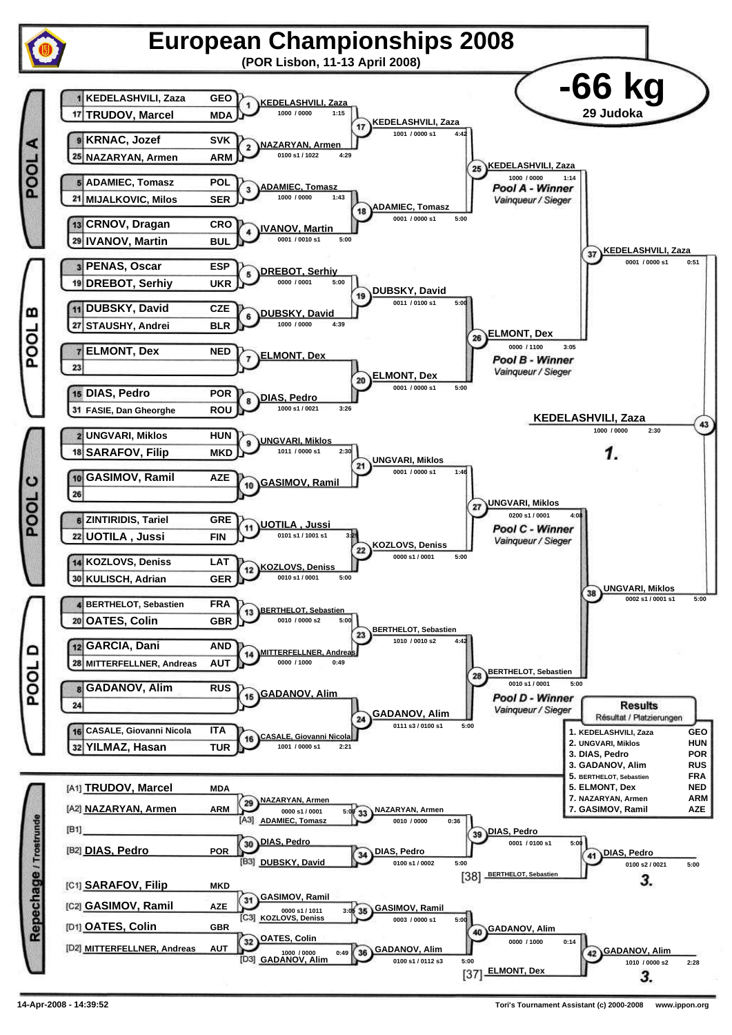# European Championships 2008

**(POR Lisbon, 11-13 April 2008)**

## -66 kg

29 Judoka

### POOL A

| Seed | Name | Nation |
|---|---|---|
| 1 | KEDELASHVILI, Zaza | GEO |
| 17 | TRUDOV, Marcel | MDA |
| 9 | KRNAC, Jozef | SVK |
| 25 | NAZARYAN, Armen | ARM |
| 5 | ADAMIEC, Tomasz | POL |
| 21 | MIJALKOVIC, Milos | SER |
| 13 | CRNOV, Dragan | CRO |
| 29 | IVANOV, Martin | BUL |

- 1: KEDELASHVILI, Zaza — 1000 / 0000 — 1:15
- 2: NAZARYAN, Armen — 0100 s1 / 1022 — 4:29
- 3: ADAMIEC, Tomasz — 1000 / 0000 — 1:43
- 4: IVANOV, Martin — 0001 / 0010 s1 — 5:00
- 17: KEDELASHVILI, Zaza — 1001 / 0000 s1 — 4:42
- 18: ADAMIEC, Tomasz — 0001 / 0000 s1 — 5:00
- 25: KEDELASHVILI, Zaza — 1000 / 0000 — 1:14 — *Pool A - Winner / Vainqueur / Sieger*

### POOL B

| Seed | Name | Nation |
|---|---|---|
| 3 | PENAS, Oscar | ESP |
| 19 | DREBOT, Serhiy | UKR |
| 11 | DUBSKY, David | CZE |
| 27 | STAUSHY, Andrei | BLR |
| 7 | ELMONT, Dex | NED |
| 23 | | |
| 15 | DIAS, Pedro | POR |
| 31 | FASIE, Dan Gheorghe | ROU |

- 5: DREBOT, Serhiy — 0000 / 0001 — 5:00
- 6: DUBSKY, David — 1000 / 0000 — 4:39
- 7: ELMONT, Dex
- 8: DIAS, Pedro — 1000 s1 / 0021 — 3:26
- 19: DUBSKY, David — 0011 / 0100 s1 — 5:00
- 20: ELMONT, Dex — 0001 / 0000 s1 — 5:00
- 26: ELMONT, Dex — 0000 / 1100 — 3:05 — *Pool B - Winner / Vainqueur / Sieger*

### POOL C

| Seed | Name | Nation |
|---|---|---|
| 2 | UNGVARI, Miklos | HUN |
| 18 | SARAFOV, Filip | MKD |
| 10 | GASIMOV, Ramil | AZE |
| 26 | | |
| 6 | ZINTIRIDIS, Tariel | GRE |
| 22 | UOTILA , Jussi | FIN |
| 14 | KOZLOVS, Deniss | LAT |
| 30 | KULISCH, Adrian | GER |

- 9: UNGVARI, Miklos — 1011 / 0000 s1 — 2:30
- 10: GASIMOV, Ramil
- 11: UOTILA , Jussi — 0101 s1 / 1001 s1 — 3:29
- 12: KOZLOVS, Deniss — 0010 s1 / 0001 — 5:00
- 21: UNGVARI, Miklos — 0001 / 0000 s1 — 1:46
- 22: KOZLOVS, Deniss — 0000 s1 / 0001 — 5:00
- 27: UNGVARI, Miklos — 0200 s1 / 0001 — 4:08 — *Pool C - Winner / Vainqueur / Sieger*

### POOL D

| Seed | Name | Nation |
|---|---|---|
| 4 | BERTHELOT, Sebastien | FRA |
| 20 | OATES, Colin | GBR |
| 12 | GARCIA, Dani | AND |
| 28 | MITTERFELLNER, Andreas | AUT |
| 8 | GADANOV, Alim | RUS |
| 24 | | |
| 16 | CASALE, Giovanni Nicola | ITA |
| 32 | YILMAZ, Hasan | TUR |

- 13: BERTHELOT, Sebastien — 0010 / 0000 s2 — 5:00
- 14: MITTERFELLNER, Andreas — 0000 / 1000 — 0:49
- 15: GADANOV, Alim
- 16: CASALE, Giovanni Nicola — 1001 / 0000 s1 — 2:21
- 23: BERTHELOT, Sebastien — 1010 / 0010 s2 — 4:42
- 24: GADANOV, Alim — 0111 s3 / 0100 s1 — 5:00
- 28: BERTHELOT, Sebastien — 0010 s1 / 0001 — 5:00 — *Pool D - Winner / Vainqueur / Sieger*

### Semi-finals and Final

- 37: KEDELASHVILI, Zaza — 0001 / 0000 s1 — 0:51
- 38: UNGVARI, Miklos — 0002 s1 / 0001 s1 — 5:00
- 43: KEDELASHVILI, Zaza — 1000 / 0000 — 2:30 — **1.**

### Repechage / Trostrunde

| Position | Name | Nation |
|---|---|---|
| [A1] | TRUDOV, Marcel | MDA |
| [A2] | NAZARYAN, Armen | ARM |
| [B1] | | |
| [B2] | DIAS, Pedro | POR |
| [C1] | SARAFOV, Filip | MKD |
| [C2] | GASIMOV, Ramil | AZE |
| [D1] | OATES, Colin | GBR |
| [D2] | MITTERFELLNER, Andreas | AUT |

- 29: NAZARYAN, Armen — 0000 s1 / 0001 — 5:00
- 33: NAZARYAN, Armen (vs [A3] ADAMIEC, Tomasz) — 0010 / 0000 — 0:36
- 30: DIAS, Pedro
- 34: DIAS, Pedro (vs [B3] DUBSKY, David) — 0100 s1 / 0002 — 5:00
- 39: DIAS, Pedro — 0001 / 0100 s1 — 5:00
- 41: DIAS, Pedro (vs [38] BERTHELOT, Sebastien) — 0100 s2 / 0021 — 5:00 — **3.**
- 31: GASIMOV, Ramil — 0000 s1 / 1011 — 3:05
- 35: GASIMOV, Ramil (vs [C3] KOZLOVS, Deniss) — 0003 / 0000 s1 — 5:00
- 32: OATES, Colin — 1000 / 0000 — 0:49
- 36: GADANOV, Alim (vs [D3] GADANOV, Alim) — 0100 s1 / 0112 s3 — 5:00
- 40: GADANOV, Alim — 0000 / 1000 — 0:14
- 42: GADANOV, Alim (vs [37] ELMONT, Dex) — 1010 / 0000 s2 — 2:28 — **3.**

### Results / Résultat / Platzierungen

| Place | Name | Nation |
|---|---|---|
| 1. | KEDELASHVILI, Zaza | GEO |
| 2. | UNGVARI, Miklos | HUN |
| 3. | DIAS, Pedro | POR |
| 3. | GADANOV, Alim | RUS |
| 5. | BERTHELOT, Sebastien | FRA |
| 5. | ELMONT, Dex | NED |
| 7. | NAZARYAN, Armen | ARM |
| 7. | GASIMOV, Ramil | AZE |

14-Apr-2008 - 14:39:52 — Tori's Tournament Assistant (c) 2000-2008 — www.ippon.org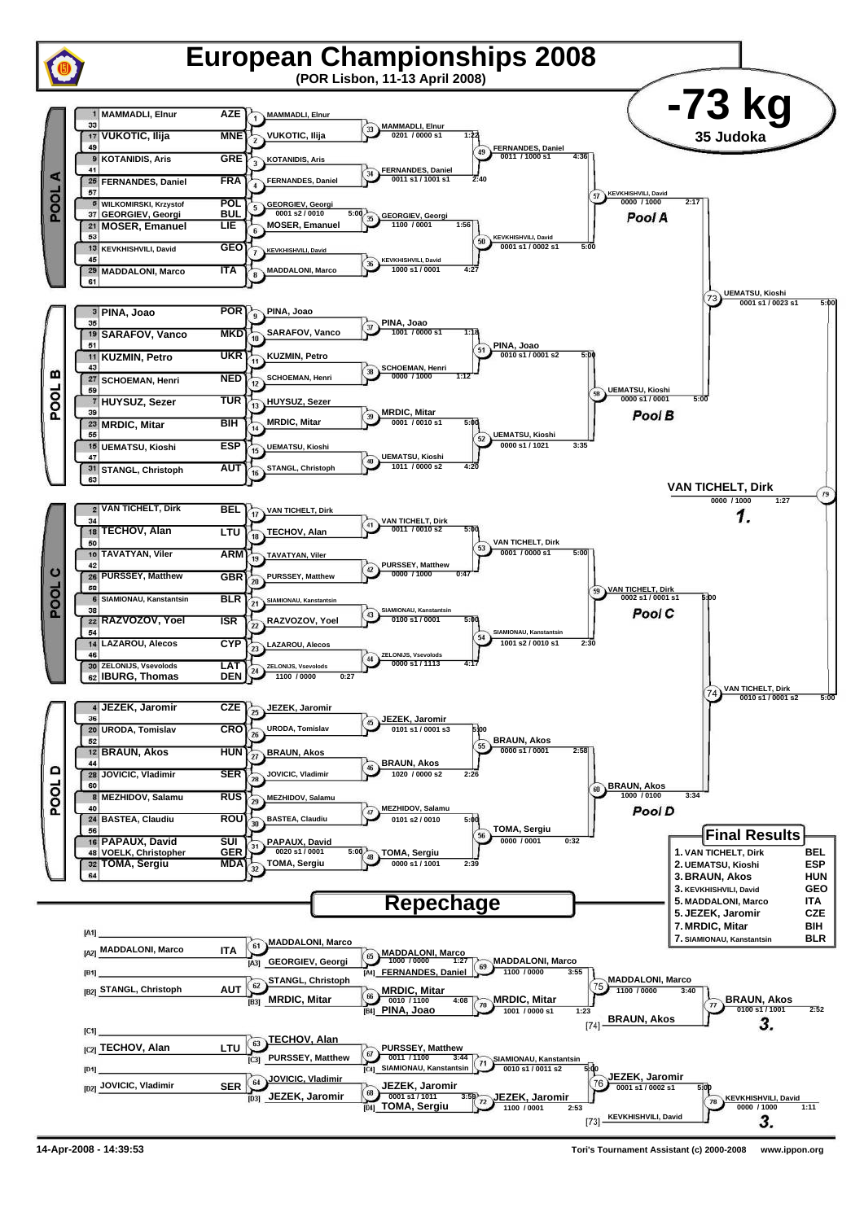# European Championships 2008

**(POR Lisbon, 11-13 April 2008)**

## -73 kg

**35 Judoka**

## Pool A

| Seed | Name | Country |
|---|---|---|
| 1 | MAMMADLI, Elnur | AZE |
| 17 | VUKOTIC, Ilija | MNE |
| 9 | KOTANIDIS, Aris | GRE |
| 25 | FERNANDES, Daniel | FRA |
| 5 | WILKOMIRSKI, Krzystof | POL |
| 37 | GEORGIEV, Georgi | BUL |
| 21 | MOSER, Emanuel | LIE |
| 13 | KEVKHISHVILI, David | GEO |
| 29 | MADDALONI, Marco | ITA |

| Match | Winner | Score | Time |
|---|---|---|---|
| 1 | MAMMADLI, Elnur | | |
| 2 | VUKOTIC, Ilija | | |
| 3 | KOTANIDIS, Aris | | |
| 4 | FERNANDES, Daniel | | |
| 5 | GEORGIEV, Georgi | 0001 s2 / 0010 | 5:00 |
| 6 | MOSER, Emanuel | | |
| 7 | KEVKHISHVILI, David | | |
| 8 | MADDALONI, Marco | | |
| 33 | MAMMADLI, Elnur | 0201 / 0000 s1 | 1:22 |
| 34 | FERNANDES, Daniel | 0011 s1 / 1001 s1 | 2:40 |
| 35 | GEORGIEV, Georgi | 1100 / 0001 | 1:56 |
| 36 | KEVKHISHVILI, David | 1000 s1 / 0001 | 4:27 |
| 49 | FERNANDES, Daniel | 0011 / 1000 s1 | 4:36 |
| 50 | KEVKHISHVILI, David | 0001 s1 / 0002 s1 | 5:00 |
| 57 | KEVKHISHVILI, David | 0000 / 1000 | 2:17 |

## Pool B

| Seed | Name | Country |
|---|---|---|
| 3 | PINA, Joao | POR |
| 19 | SARAFOV, Vanco | MKD |
| 11 | KUZMIN, Petro | UKR |
| 27 | SCHOEMAN, Henri | NED |
| 7 | HUYSUZ, Sezer | TUR |
| 23 | MRDIC, Mitar | BIH |
| 15 | UEMATSU, Kioshi | ESP |
| 31 | STANGL, Christoph | AUT |

| Match | Winner | Score | Time |
|---|---|---|---|
| 9 | PINA, Joao | | |
| 10 | SARAFOV, Vanco | | |
| 11 | KUZMIN, Petro | | |
| 12 | SCHOEMAN, Henri | | |
| 13 | HUYSUZ, Sezer | | |
| 14 | MRDIC, Mitar | | |
| 15 | UEMATSU, Kioshi | | |
| 16 | STANGL, Christoph | | |
| 37 | PINA, Joao | 1001 / 0000 s1 | 1:18 |
| 38 | SCHOEMAN, Henri | 0000 / 1000 | 1:12 |
| 39 | MRDIC, Mitar | 0001 / 0010 s1 | 5:00 |
| 40 | UEMATSU, Kioshi | 1011 / 0000 s2 | 4:20 |
| 51 | PINA, Joao | 0010 s1 / 0001 s2 | 5:00 |
| 52 | UEMATSU, Kioshi | 0000 s1 / 1021 | 3:35 |
| 58 | UEMATSU, Kioshi | 0000 s1 / 0001 | 5:00 |
| 73 | UEMATSU, Kioshi | 0001 s1 / 0023 s1 | 5:00 |

## Pool C

| Seed | Name | Country |
|---|---|---|
| 2 | VAN TICHELT, Dirk | BEL |
| 18 | TECHOV, Alan | LTU |
| 10 | TAVATYAN, Viler | ARM |
| 26 | PURSSEY, Matthew | GBR |
| 6 | SIAMIONAU, Kanstantsin | BLR |
| 22 | RAZVOZOV, Yoel | ISR |
| 14 | LAZAROU, Alecos | CYP |
| 30 | ZELONIJS, Vsevolods | LAT |
| 62 | IBURG, Thomas | DEN |

| Match | Winner | Score | Time |
|---|---|---|---|
| 17 | VAN TICHELT, Dirk | | |
| 18 | TECHOV, Alan | | |
| 19 | TAVATYAN, Viler | | |
| 20 | PURSSEY, Matthew | | |
| 21 | SIAMIONAU, Kanstantsin | | |
| 22 | RAZVOZOV, Yoel | | |
| 23 | LAZAROU, Alecos | | |
| 24 | ZELONIJS, Vsevolods | 1100 / 0000 | 0:27 |
| 41 | VAN TICHELT, Dirk | 0011 / 0010 s2 | 5:00 |
| 42 | PURSSEY, Matthew | 0000 / 1000 | 0:47 |
| 43 | SIAMIONAU, Kanstantsin | 0100 s1 / 0001 | 5:00 |
| 44 | ZELONIJS, Vsevolods | 0000 s1 / 1113 | 4:17 |
| 53 | VAN TICHELT, Dirk | 0001 / 0000 s1 | 5:00 |
| 54 | SIAMIONAU, Kanstantsin | 1001 s2 / 0010 s1 | 2:30 |
| 59 | VAN TICHELT, Dirk | 0002 s1 / 0001 s1 | 5:00 |

## Pool D

| Seed | Name | Country |
|---|---|---|
| 4 | JEZEK, Jaromir | CZE |
| 20 | URODA, Tomislav | CRO |
| 12 | BRAUN, Akos | HUN |
| 28 | JOVICIC, Vladimir | SER |
| 8 | MEZHIDOV, Salamu | RUS |
| 24 | BASTEA, Claudiu | ROU |
| 16 | PAPAUX, David | SUI |
| 48 | VOELK, Christopher | GER |
| 32 | TOMA, Sergiu | MDA |

| Match | Winner | Score | Time |
|---|---|---|---|
| 25 | JEZEK, Jaromir | | |
| 26 | URODA, Tomislav | | |
| 27 | BRAUN, Akos | | |
| 28 | JOVICIC, Vladimir | | |
| 29 | MEZHIDOV, Salamu | | |
| 30 | BASTEA, Claudiu | | |
| 31 | PAPAUX, David | 0020 s1 / 0001 | 5:00 |
| 32 | TOMA, Sergiu | | |
| 45 | JEZEK, Jaromir | 0101 s1 / 0001 s3 | 5:00 |
| 46 | BRAUN, Akos | 1020 / 0000 s2 | 2:26 |
| 47 | MEZHIDOV, Salamu | 0101 s2 / 0010 | 5:00 |
| 48 | TOMA, Sergiu | 0000 s1 / 1001 | 2:39 |
| 55 | BRAUN, Akos | 0000 s1 / 0001 | 2:58 |
| 56 | TOMA, Sergiu | 0000 / 0001 | 0:32 |
| 60 | BRAUN, Akos | 1000 / 0100 | 3:34 |
| 74 | VAN TICHELT, Dirk | 0010 s1 / 0001 s2 | 5:00 |

## Final

| Match | Winner | Score | Time |
|---|---|---|---|
| 79 | VAN TICHELT, Dirk | 0000 / 1000 | 1:27 |

**1. VAN TICHELT, Dirk**

## Final Results

| Place | Name | Country |
|---|---|---|
| 1. | VAN TICHELT, Dirk | BEL |
| 2. | UEMATSU, Kioshi | ESP |
| 3. | BRAUN, Akos | HUN |
| 3. | KEVKHISHVILI, David | GEO |
| 5. | MADDALONI, Marco | ITA |
| 5. | JEZEK, Jaromir | CZE |
| 7. | MRDIC, Mitar | BIH |
| 7. | SIAMIONAU, Kanstantsin | BLR |

## Repechage

| Slot | Name | Country |
|---|---|---|
| [A1] | | |
| [A2] | MADDALONI, Marco | ITA |
| [A3] | GEORGIEV, Georgi | |
| [A4] | FERNANDES, Daniel | |
| [B1] | | |
| [B2] | STANGL, Christoph | AUT |
| [B3] | MRDIC, Mitar | |
| [B4] | PINA, Joao | |
| [C1] | | |
| [C2] | TECHOV, Alan | LTU |
| [C3] | PURSSEY, Matthew | |
| [C4] | SIAMIONAU, Kanstantsin | |
| [D1] | | |
| [D2] | JOVICIC, Vladimir | SER |
| [D3] | JEZEK, Jaromir | |
| [D4] | TOMA, Sergiu | |

| Match | Winner | Score | Time |
|---|---|---|---|
| 61 | MADDALONI, Marco | | |
| 62 | STANGL, Christoph | | |
| 63 | TECHOV, Alan | | |
| 64 | JOVICIC, Vladimir | | |
| 65 | MADDALONI, Marco | 1000 / 0000 | 1:27 |
| 66 | MRDIC, Mitar | 0010 / 1100 | 4:08 |
| 67 | PURSSEY, Matthew | 0011 / 1100 | 3:44 |
| 68 | JEZEK, Jaromir | 0001 s1 / 1011 | 3:59 |
| 69 | MADDALONI, Marco | 1100 / 0000 | 3:55 |
| 70 | MRDIC, Mitar | 1001 / 0000 s1 | 1:23 |
| 71 | SIAMIONAU, Kanstantsin | 0010 s1 / 0011 s2 | 5:00 |
| 72 | JEZEK, Jaromir | 1100 / 0001 | 2:53 |
| 75 | MADDALONI, Marco | 1100 / 0000 | 3:40 |
| 76 | JEZEK, Jaromir | 0001 s1 / 0002 s1 | 5:00 |
| 77 | BRAUN, Akos (vs [74] BRAUN, Akos) | 0100 s1 / 1001 | 2:52 |
| 78 | KEVKHISHVILI, David (vs [73] KEVKHISHVILI, David) | 0000 / 1000 | 1:11 |

**3. BRAUN, Akos**

**3. KEVKHISHVILI, David**

14-Apr-2008 - 14:39:53

Tori's Tournament Assistant (c) 2000-2008 www.ippon.org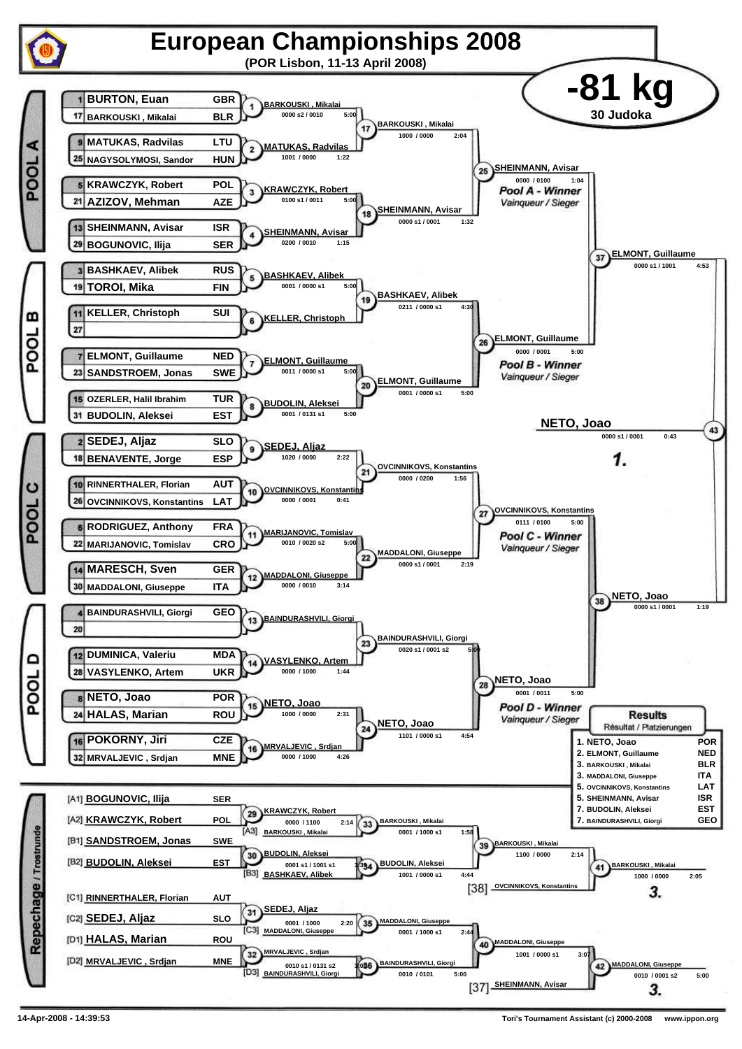# European Championships 2008

**(POR Lisbon, 11-13 April 2008)**

## -81 kg

**30 Judoka**

## POOL A

| Seed | Name | Country |
|---|---|---|
| 1 | BURTON, Euan | GBR |
| 17 | BARKOUSKI , Mikalai | BLR |
| 9 | MATUKAS, Radvilas | LTU |
| 25 | NAGYSOLYMOSI, Sandor | HUN |
| 5 | KRAWCZYK, Robert | POL |
| 21 | AZIZOV, Mehman | AZE |
| 13 | SHEINMANN, Avisar | ISR |
| 29 | BOGUNOVIC, Ilija | SER |

- (1) BARKOUSKI , Mikalai — 0000 s2 / 0010 — 5:00
- (2) MATUKAS, Radvilas — 1001 / 0000 — 1:22
- (3) KRAWCZYK, Robert — 0100 s1 / 0011 — 5:00
- (4) SHEINMANN, Avisar — 0200 / 0010 — 1:15
- (17) BARKOUSKI , Mikalai — 1000 / 0000 — 2:04
- (18) SHEINMANN, Avisar — 0000 s1 / 0001 — 1:32
- (25) SHEINMANN, Avisar — 0000 / 0100 — 1:04

*Pool A - Winner* / *Vainqueur / Sieger*

## POOL B

| Seed | Name | Country |
|---|---|---|
| 3 | BASHKAEV, Alibek | RUS |
| 19 | TOROI, Mika | FIN |
| 11 | KELLER, Christoph | SUI |
| 27 | | |
| 7 | ELMONT, Guillaume | NED |
| 23 | SANDSTROEM, Jonas | SWE |
| 15 | OZERLER, Halil Ibrahim | TUR |
| 31 | BUDOLIN, Aleksei | EST |

- (5) BASHKAEV, Alibek — 0001 / 0000 s1 — 5:00
- (6) KELLER, Christoph
- (7) ELMONT, Guillaume — 0011 / 0000 s1 — 5:00
- (8) BUDOLIN, Aleksei — 0001 / 0131 s1 — 5:00
- (19) BASHKAEV, Alibek — 0211 / 0000 s1 — 4:30
- (20) ELMONT, Guillaume — 0001 / 0000 s1 — 5:00
- (26) ELMONT, Guillaume — 0000 / 0001 — 5:00

*Pool B - Winner* / *Vainqueur / Sieger*

- (37) ELMONT, Guillaume — 0000 s1 / 1001 — 4:53

## POOL C

| Seed | Name | Country |
|---|---|---|
| 2 | SEDEJ, Aljaz | SLO |
| 18 | BENAVENTE, Jorge | ESP |
| 10 | RINNERTHALER, Florian | AUT |
| 26 | OVCINNIKOVS, Konstantins | LAT |
| 6 | RODRIGUEZ, Anthony | FRA |
| 22 | MARIJANOVIC, Tomislav | CRO |
| 14 | MARESCH, Sven | GER |
| 30 | MADDALONI, Giuseppe | ITA |

- (9) SEDEJ, Aljaz — 1020 / 0000 — 2:22
- (10) OVCINNIKOVS, Konstantins — 0000 / 0001 — 0:41
- (11) MARIJANOVIC, Tomislav — 0010 / 0020 s2 — 5:00
- (12) MADDALONI, Giuseppe — 0000 / 0010 — 3:14
- (21) OVCINNIKOVS, Konstantins — 0000 / 0200 — 1:56
- (22) MADDALONI, Giuseppe — 0000 s1 / 0001 — 2:19
- (27) OVCINNIKOVS, Konstantins — 0111 / 0100 — 5:00

*Pool C - Winner* / *Vainqueur / Sieger*

## POOL D

| Seed | Name | Country |
|---|---|---|
| 4 | BAINDURASHVILI, Giorgi | GEO |
| 20 | | |
| 12 | DUMINICA, Valeriu | MDA |
| 28 | VASYLENKO, Artem | UKR |
| 8 | NETO, Joao | POR |
| 24 | HALAS, Marian | ROU |
| 16 | POKORNY, Jiri | CZE |
| 32 | MRVALJEVIC , Srdjan | MNE |

- (13) BAINDURASHVILI, Giorgi
- (14) VASYLENKO, Artem — 0000 / 1000 — 1:44
- (15) NETO, Joao — 1000 / 0000 — 2:31
- (16) MRVALJEVIC , Srdjan — 0000 / 1000 — 4:26
- (23) BAINDURASHVILI, Giorgi — 0020 s1 / 0001 s2 — 5:00
- (24) NETO, Joao — 1101 / 0000 s1 — 4:54
- (28) NETO, Joao — 0001 / 0011 — 5:00

*Pool D - Winner* / *Vainqueur / Sieger*

- (38) NETO, Joao — 0000 s1 / 0001 — 1:19

## Final

- (43) NETO, Joao — 0000 s1 / 0001 — 0:43

**1.**

## Repechage / Trostrunde

| Pos | Name | Country |
|---|---|---|
| [A1] | BOGUNOVIC, Ilija | SER |
| [A2] | KRAWCZYK, Robert | POL |
| [B1] | SANDSTROEM, Jonas | SWE |
| [B2] | BUDOLIN, Aleksei | EST |
| [C1] | RINNERTHALER, Florian | AUT |
| [C2] | SEDEJ, Aljaz | SLO |
| [D1] | HALAS, Marian | ROU |
| [D2] | MRVALJEVIC , Srdjan | MNE |

- (29) KRAWCZYK, Robert — 0000 / 1100 — 2:14
- [A3] BARKOUSKI , Mikalai
- (33) BARKOUSKI , Mikalai — 0001 / 1000 s1 — 1:58
- (30) BUDOLIN, Aleksei — 0001 s1 / 1001 s1 — 3:35
- [B3] BASHKAEV, Alibek
- (34) BUDOLIN, Aleksei — 1001 / 0000 s1 — 4:44
- (39) BARKOUSKI , Mikalai — 1100 / 0000 — 2:14
- [38] OVCINNIKOVS, Konstantins
- (41) BARKOUSKI , Mikalai — 1000 / 0000 — 2:05 — **3.**
- (31) SEDEJ, Aljaz — 0001 / 1000 — 2:20
- [C3] MADDALONI, Giuseppe
- (35) MADDALONI, Giuseppe — 0001 / 1000 s1 — 2:44
- (32) MRVALJEVIC , Srdjan — 0010 s1 / 0131 s2 — 3:08
- [D3] BAINDURASHVILI, Giorgi
- (36) BAINDURASHVILI, Giorgi — 0010 / 0101 — 5:00
- (40) MADDALONI, Giuseppe — 1001 / 0000 s1 — 3:07
- [37] SHEINMANN, Avisar
- (42) MADDALONI, Giuseppe — 0010 / 0001 s2 — 5:00 — **3.**

## Results

Résultat / Platzierungen

| Place | Name | Country |
|---|---|---|
| 1. | NETO, Joao | POR |
| 2. | ELMONT, Guillaume | NED |
| 3. | BARKOUSKI , Mikalai | BLR |
| 3. | MADDALONI, Giuseppe | ITA |
| 5. | OVCINNIKOVS, Konstantins | LAT |
| 5. | SHEINMANN, Avisar | ISR |
| 7. | BUDOLIN, Aleksei | EST |
| 7. | BAINDURASHVILI, Giorgi | GEO |

14-Apr-2008 - 14:39:53

Tori's Tournament Assistant (c) 2000-2008 www.ippon.org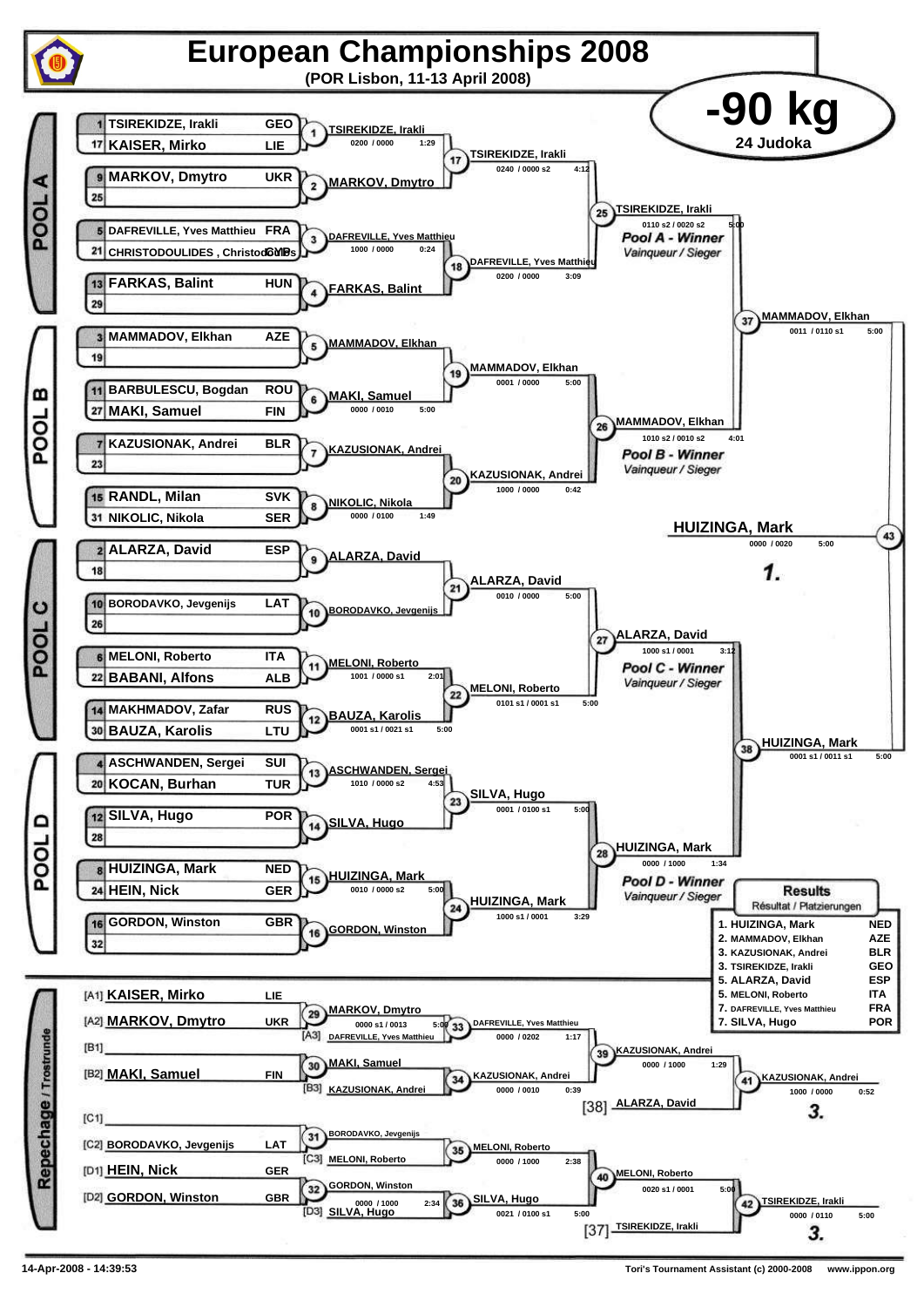# European Championships 2008

**(POR Lisbon, 11-13 April 2008)**

## -90 kg

**24 Judoka**

### POOL A

| Seed | Name | Nation |
|---|---|---|
| 1 | TSIREKIDZE, Irakli | GEO |
| 17 | KAISER, Mirko | LIE |
| 9 | MARKOV, Dmytro | UKR |
| 25 | | |
| 5 | DAFREVILLE, Yves Matthieu | FRA |
| 21 | CHRISTODOULIDES , Christodoulos | CYP |
| 13 | FARKAS, Balint | HUN |
| 29 | | |

- Match 1: TSIREKIDZE, Irakli — 0200 / 0000 — 1:29
- Match 2: MARKOV, Dmytro
- Match 3: DAFREVILLE, Yves Matthieu — 1000 / 0000 — 0:24
- Match 4: FARKAS, Balint
- Match 17: TSIREKIDZE, Irakli — 0240 / 0000 s2 — 4:12
- Match 18: DAFREVILLE, Yves Matthieu — 0200 / 0000 — 3:09
- Match 25: TSIREKIDZE, Irakli — 0110 s2 / 0020 s2 — 5:00

*Pool A - Winner* / *Vainqueur / Sieger*

### POOL B

| Seed | Name | Nation |
|---|---|---|
| 3 | MAMMADOV, Elkhan | AZE |
| 19 | | |
| 11 | BARBULESCU, Bogdan | ROU |
| 27 | MAKI, Samuel | FIN |
| 7 | KAZUSIONAK, Andrei | BLR |
| 23 | | |
| 15 | RANDL, Milan | SVK |
| 31 | NIKOLIC, Nikola | SER |

- Match 5: MAMMADOV, Elkhan
- Match 6: MAKI, Samuel — 0000 / 0010 — 5:00
- Match 7: KAZUSIONAK, Andrei
- Match 8: NIKOLIC, Nikola — 0000 / 0100 — 1:49
- Match 19: MAMMADOV, Elkhan — 0001 / 0000 — 5:00
- Match 20: KAZUSIONAK, Andrei — 1000 / 0000 — 0:42
- Match 26: MAMMADOV, Elkhan — 1010 s2 / 0010 s2 — 4:01

*Pool B - Winner* / *Vainqueur / Sieger*

### POOL C

| Seed | Name | Nation |
|---|---|---|
| 2 | ALARZA, David | ESP |
| 18 | | |
| 10 | BORODAVKO, Jevgenijs | LAT |
| 26 | | |
| 6 | MELONI, Roberto | ITA |
| 22 | BABANI, Alfons | ALB |
| 14 | MAKHMADOV, Zafar | RUS |
| 30 | BAUZA, Karolis | LTU |

- Match 9: ALARZA, David
- Match 10: BORODAVKO, Jevgenijs
- Match 11: MELONI, Roberto — 1001 / 0000 s1 — 2:01
- Match 12: BAUZA, Karolis — 0001 s1 / 0021 s1 — 5:00
- Match 21: ALARZA, David — 0010 / 0000 — 5:00
- Match 22: MELONI, Roberto — 0101 s1 / 0001 s1 — 5:00
- Match 27: ALARZA, David — 1000 s1 / 0001 — 3:12

*Pool C - Winner* / *Vainqueur / Sieger*

### POOL D

| Seed | Name | Nation |
|---|---|---|
| 4 | ASCHWANDEN, Sergei | SUI |
| 20 | KOCAN, Burhan | TUR |
| 12 | SILVA, Hugo | POR |
| 28 | | |
| 8 | HUIZINGA, Mark | NED |
| 24 | HEIN, Nick | GER |
| 16 | GORDON, Winston | GBR |
| 32 | | |

- Match 13: ASCHWANDEN, Sergei — 1010 / 0000 s2 — 4:53
- Match 14: SILVA, Hugo
- Match 15: HUIZINGA, Mark — 0010 / 0000 s2 — 5:00
- Match 16: GORDON, Winston
- Match 23: SILVA, Hugo — 0001 / 0100 s1 — 5:00
- Match 24: HUIZINGA, Mark — 1000 s1 / 0001 — 3:29
- Match 28: HUIZINGA, Mark — 0000 / 1000 — 1:34

*Pool D - Winner* / *Vainqueur / Sieger*

### Semi-finals and Final

- Match 37: MAMMADOV, Elkhan — 0011 / 0110 s1 — 5:00
- Match 38: HUIZINGA, Mark — 0001 s1 / 0011 s1 — 5:00
- Match 43: HUIZINGA, Mark — 0000 / 0020 — 5:00 — **1.**

### Repechage / Trostrunde

| Slot | Name | Nation |
|---|---|---|
| [A1] | KAISER, Mirko | LIE |
| [A2] | MARKOV, Dmytro | UKR |
| [B1] | | |
| [B2] | MAKI, Samuel | FIN |
| [C1] | | |
| [C2] | BORODAVKO, Jevgenijs | LAT |
| [D1] | HEIN, Nick | GER |
| [D2] | GORDON, Winston | GBR |

- Match 29: MARKOV, Dmytro — 0000 s1 / 0013 — 5:00
- Match 30: MAKI, Samuel
- Match 31: BORODAVKO, Jevgenijs
- Match 32: GORDON, Winston — 0000 / 1000 — 2:34
- Match 33: [A3] DAFREVILLE, Yves Matthieu vs. winner 29 → DAFREVILLE, Yves Matthieu — 0000 / 0202 — 1:17
- Match 34: [B3] KAZUSIONAK, Andrei vs. winner 30 → KAZUSIONAK, Andrei — 0000 / 0010 — 0:39
- Match 35: [C3] MELONI, Roberto vs. winner 31 → MELONI, Roberto — 0000 / 1000 — 2:38
- Match 36: [D3] SILVA, Hugo vs. winner 32 → SILVA, Hugo — 0021 / 0100 s1 — 5:00
- Match 39: KAZUSIONAK, Andrei — 0000 / 1000 — 1:29
- Match 40: MELONI, Roberto — 0020 s1 / 0001 — 5:00
- Match 41: KAZUSIONAK, Andrei vs. [38] ALARZA, David → KAZUSIONAK, Andrei — 1000 / 0000 — 0:52 — **3.**
- Match 42: MELONI, Roberto vs. [37] TSIREKIDZE, Irakli → TSIREKIDZE, Irakli — 0000 / 0110 — 5:00 — **3.**

### Results / Résultat / Platzierungen

| Place | Name | Nation |
|---|---|---|
| 1. | HUIZINGA, Mark | NED |
| 2. | MAMMADOV, Elkhan | AZE |
| 3. | KAZUSIONAK, Andrei | BLR |
| 3. | TSIREKIDZE, Irakli | GEO |
| 5. | ALARZA, David | ESP |
| 5. | MELONI, Roberto | ITA |
| 7. | DAFREVILLE, Yves Matthieu | FRA |
| 7. | SILVA, Hugo | POR |

14-Apr-2008 - 14:39:53 — Tori's Tournament Assistant (c) 2000-2008 — www.ippon.org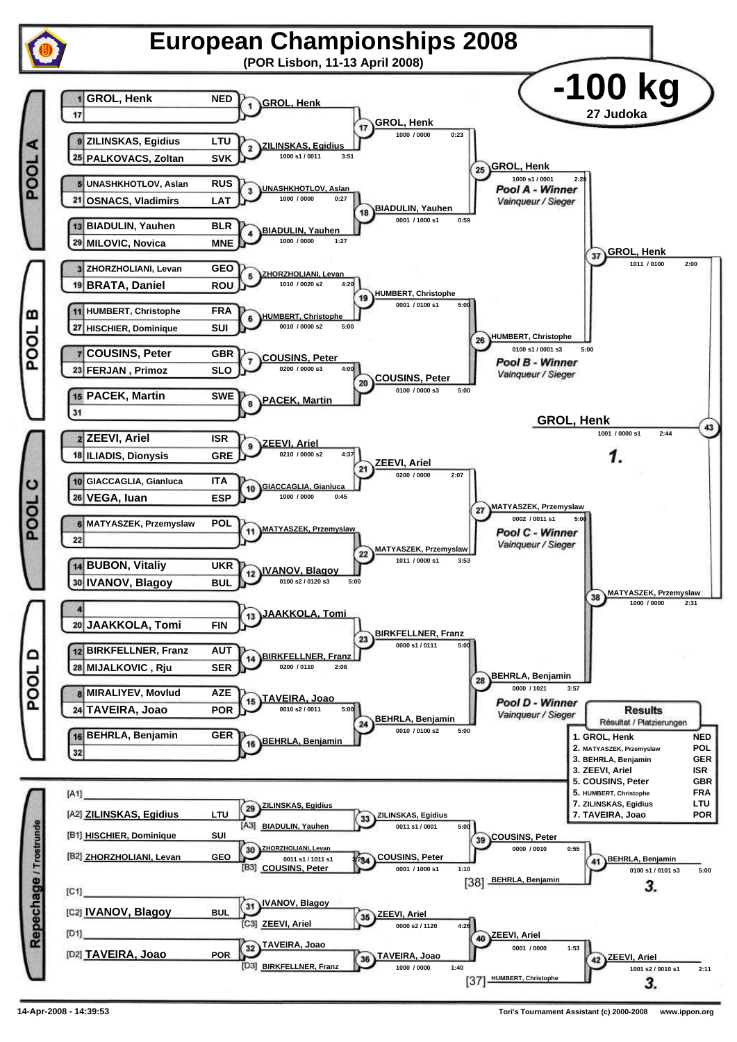# European Championships 2008

**(POR Lisbon, 11-13 April 2008)**

## -100 kg

**27 Judoka**

## POOL A

| Seed | Name | Nation |
|---|---|---|
| 1 | GROL, Henk | NED |
| 17 | | |
| 9 | ZILINSKAS, Egidius | LTU |
| 25 | PALKOVACS, Zoltan | SVK |
| 5 | UNASHKHOTLOV, Aslan | RUS |
| 21 | OSNACS, Vladimirs | LAT |
| 13 | BIADULIN, Yauhen | BLR |
| 29 | MILOVIC, Novica | MNE |

| Contest | Winner | Score | Time |
|---|---|---|---|
| 1 | GROL, Henk | | |
| 2 | ZILINSKAS, Egidius | 1000 s1 / 0011 | 3:51 |
| 3 | UNASHKHOTLOV, Aslan | 1000 / 0000 | 0:27 |
| 4 | BIADULIN, Yauhen | 1000 / 0000 | 1:27 |
| 17 | GROL, Henk | 1000 / 0000 | 0:23 |
| 18 | BIADULIN, Yauhen | 0001 / 1000 s1 | 0:59 |
| 25 | GROL, Henk | 1000 s1 / 0001 | 2:28 |

*Pool A - Winner* / Vainqueur / Sieger

## POOL B

| Seed | Name | Nation |
|---|---|---|
| 3 | ZHORZHOLIANI, Levan | GEO |
| 19 | BRATA, Daniel | ROU |
| 11 | HUMBERT, Christophe | FRA |
| 27 | HISCHIER, Dominique | SUI |
| 7 | COUSINS, Peter | GBR |
| 23 | FERJAN , Primoz | SLO |
| 15 | PACEK, Martin | SWE |
| 31 | | |

| Contest | Winner | Score | Time |
|---|---|---|---|
| 5 | ZHORZHOLIANI, Levan | 1010 / 0020 s2 | 4:20 |
| 6 | HUMBERT, Christophe | 0010 / 0000 s2 | 5:00 |
| 7 | COUSINS, Peter | 0200 / 0000 s3 | 4:00 |
| 8 | PACEK, Martin | | |
| 19 | HUMBERT, Christophe | 0001 / 0100 s1 | 5:00 |
| 20 | COUSINS, Peter | 0100 / 0000 s3 | 5:00 |
| 26 | HUMBERT, Christophe | 0100 s1 / 0001 s3 | 5:00 |

*Pool B - Winner* / Vainqueur / Sieger

## POOL C

| Seed | Name | Nation |
|---|---|---|
| 2 | ZEEVI, Ariel | ISR |
| 18 | ILIADIS, Dionysis | GRE |
| 10 | GIACCAGLIA, Gianluca | ITA |
| 26 | VEGA, Iuan | ESP |
| 6 | MATYASZEK, Przemyslaw | POL |
| 22 | | |
| 14 | BUBON, Vitaliy | UKR |
| 30 | IVANOV, Blagoy | BUL |

| Contest | Winner | Score | Time |
|---|---|---|---|
| 9 | ZEEVI, Ariel | 0210 / 0000 s2 | 4:37 |
| 10 | GIACCAGLIA, Gianluca | 1000 / 0000 | 0:45 |
| 11 | MATYASZEK, Przemyslaw | | |
| 12 | IVANOV, Blagoy | 0100 s2 / 0120 s3 | 5:00 |
| 21 | ZEEVI, Ariel | 0200 / 0000 | 2:07 |
| 22 | MATYASZEK, Przemyslaw | 1011 / 0000 s1 | 3:53 |
| 27 | MATYASZEK, Przemyslaw | 0002 / 0011 s1 | 5:00 |

*Pool C - Winner* / Vainqueur / Sieger

## POOL D

| Seed | Name | Nation |
|---|---|---|
| 4 | | |
| 20 | JAAKKOLA, Tomi | FIN |
| 12 | BIRKFELLNER, Franz | AUT |
| 28 | MIJALKOVIC , Rju | SER |
| 8 | MIRALIYEV, Movlud | AZE |
| 24 | TAVEIRA, Joao | POR |
| 16 | BEHRLA, Benjamin | GER |
| 32 | | |

| Contest | Winner | Score | Time |
|---|---|---|---|
| 13 | JAAKKOLA, Tomi | | |
| 14 | BIRKFELLNER, Franz | 0200 / 0110 | 2:08 |
| 15 | TAVEIRA, Joao | 0010 s2 / 0011 | 5:00 |
| 16 | BEHRLA, Benjamin | | |
| 23 | BIRKFELLNER, Franz | 0000 s1 / 0111 | 5:00 |
| 24 | BEHRLA, Benjamin | 0010 / 0100 s2 | 5:00 |
| 28 | BEHRLA, Benjamin | 0000 / 1021 | 3:57 |

*Pool D - Winner* / Vainqueur / Sieger

## Semi-finals and Final

| Contest | Winner | Score | Time |
|---|---|---|---|
| 37 | GROL, Henk | 1011 / 0100 | 2:00 |
| 38 | MATYASZEK, Przemyslaw | 1000 / 0000 | 2:31 |
| 43 | GROL, Henk | 1001 / 0000 s1 | 2:44 |

**1.** GROL, Henk

## Repechage / Trostrunde

| Contest | Competitors | Winner | Score | Time |
|---|---|---|---|---|
| 29 | [A1] — / [A2] ZILINSKAS, Egidius (LTU) | ZILINSKAS, Egidius | | |
| 33 | ZILINSKAS, Egidius / [A3] BIADULIN, Yauhen | ZILINSKAS, Egidius | 0011 s1 / 0001 | 5:00 |
| 30 | [B1] HISCHIER, Dominique (SUI) / [B2] ZHORZHOLIANI, Levan (GEO) | ZHORZHOLIANI, Levan | 0011 s1 / 1011 s1 | 3:25 |
| 34 | ZHORZHOLIANI, Levan / [B3] COUSINS, Peter | COUSINS, Peter | 0001 / 1000 s1 | 1:10 |
| 39 | ZILINSKAS, Egidius / COUSINS, Peter | COUSINS, Peter | 0000 / 0010 | 0:55 |
| 41 | COUSINS, Peter / [38] BEHRLA, Benjamin | BEHRLA, Benjamin | 0100 s1 / 0101 s3 | 5:00 |
| 31 | [C1] — / [C2] IVANOV, Blagoy (BUL) | IVANOV, Blagoy | | |
| 35 | IVANOV, Blagoy / [C3] ZEEVI, Ariel | ZEEVI, Ariel | 0000 s2 / 1120 | 4:26 |
| 32 | [D1] — / [D2] TAVEIRA, Joao (POR) | TAVEIRA, Joao | | |
| 36 | TAVEIRA, Joao / [D3] BIRKFELLNER, Franz | TAVEIRA, Joao | 1000 / 0000 | 1:40 |
| 40 | ZEEVI, Ariel / TAVEIRA, Joao | ZEEVI, Ariel | 0001 / 0000 | 1:53 |
| 42 | ZEEVI, Ariel / [37] HUMBERT, Christophe | ZEEVI, Ariel | 1001 s2 / 0010 s1 | 2:11 |

**3.** BEHRLA, Benjamin

**3.** ZEEVI, Ariel

## Results

Résultat / Platzierungen

| Place | Name | Nation |
|---|---|---|
| 1. | GROL, Henk | NED |
| 2. | MATYASZEK, Przemyslaw | POL |
| 3. | BEHRLA, Benjamin | GER |
| 3. | ZEEVI, Ariel | ISR |
| 5. | COUSINS, Peter | GBR |
| 5. | HUMBERT, Christophe | FRA |
| 7. | ZILINSKAS, Egidius | LTU |
| 7. | TAVEIRA, Joao | POR |

14-Apr-2008 - 14:39:53

Tori's Tournament Assistant (c) 2000-2008 www.ippon.org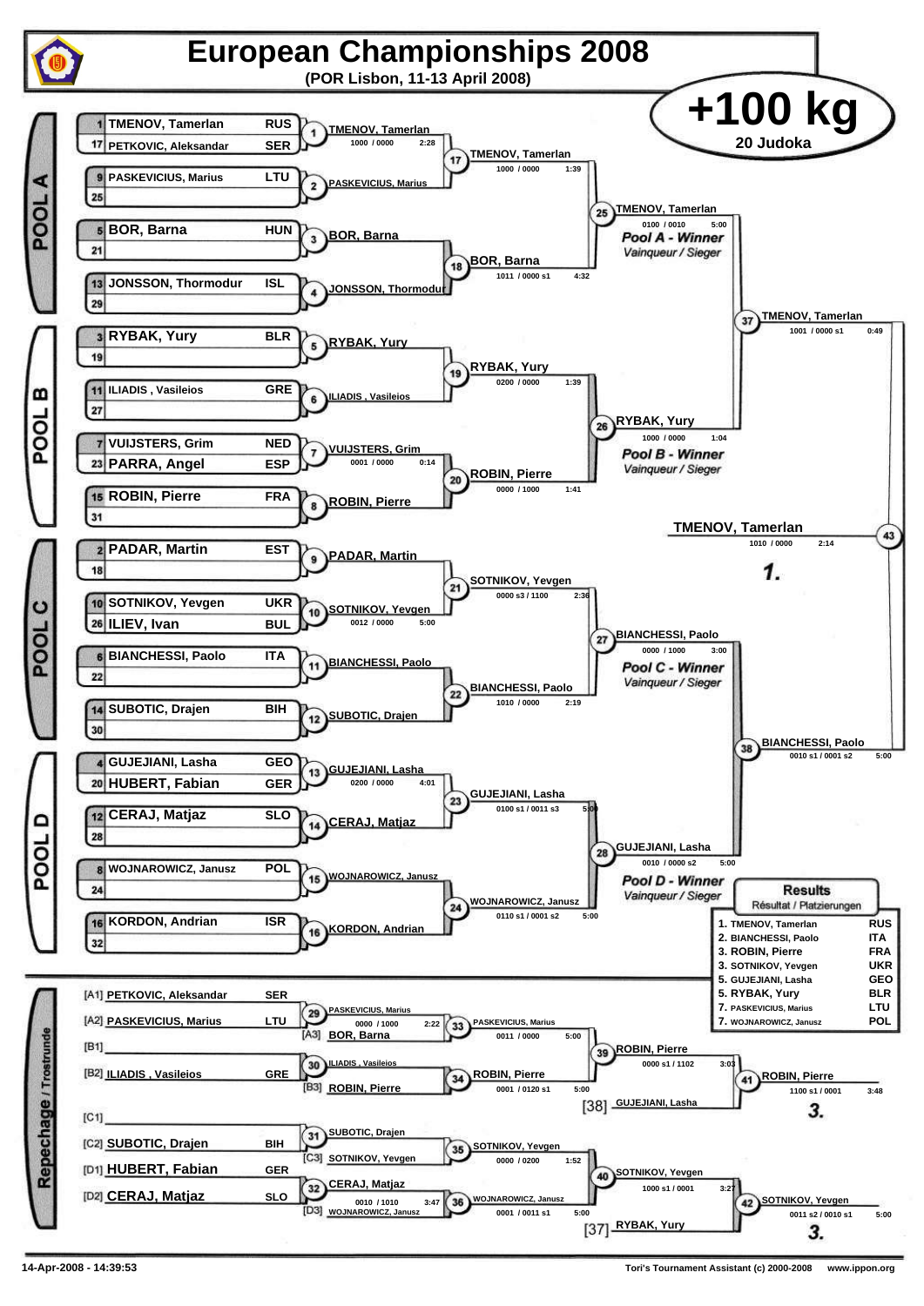# European Championships 2008

**(POR Lisbon, 11-13 April 2008)**

## +100 kg

20 Judoka

### POOL A

| Seed | Name | Country |
|---|---|---|
| 1 | TMENOV, Tamerlan | RUS |
| 17 | PETKOVIC, Aleksandar | SER |
| 9 | PASKEVICIUS, Marius | LTU |
| 25 | | |
| 5 | BOR, Barna | HUN |
| 21 | | |
| 13 | JONSSON, Thormodur | ISL |
| 29 | | |

1. TMENOV, Tamerlan — 1000 / 0000 — 2:28
2. PASKEVICIUS, Marius
3. BOR, Barna
4. JONSSON, Thormodur

17. TMENOV, Tamerlan — 1000 / 0000 — 1:39
18. BOR, Barna — 1011 / 0000 s1 — 4:32

25. TMENOV, Tamerlan — 0100 / 0010 — 5:00 — *Pool A - Winner* / *Vainqueur / Sieger*

### POOL B

| Seed | Name | Country |
|---|---|---|
| 3 | RYBAK, Yury | BLR |
| 19 | | |
| 11 | ILIADIS , Vasileios | GRE |
| 27 | | |
| 7 | VUIJSTERS, Grim | NED |
| 23 | PARRA, Angel | ESP |
| 15 | ROBIN, Pierre | FRA |
| 31 | | |

5. RYBAK, Yury
6. ILIADIS , Vasileios
7. VUIJSTERS, Grim — 0001 / 0000 — 0:14
8. ROBIN, Pierre

19. RYBAK, Yury — 0200 / 0000 — 1:39
20. ROBIN, Pierre — 0000 / 1000 — 1:41

26. RYBAK, Yury — 1000 / 0000 — 1:04 — *Pool B - Winner* / *Vainqueur / Sieger*

37. TMENOV, Tamerlan — 1001 / 0000 s1 — 0:49

### POOL C

| Seed | Name | Country |
|---|---|---|
| 2 | PADAR, Martin | EST |
| 18 | | |
| 10 | SOTNIKOV, Yevgen | UKR |
| 26 | ILIEV, Ivan | BUL |
| 6 | BIANCHESSI, Paolo | ITA |
| 22 | | |
| 14 | SUBOTIC, Drajen | BIH |
| 30 | | |

9. PADAR, Martin
10. SOTNIKOV, Yevgen — 0012 / 0000 — 5:00
11. BIANCHESSI, Paolo
12. SUBOTIC, Drajen

21. SOTNIKOV, Yevgen — 0000 s3 / 1100 — 2:36
22. BIANCHESSI, Paolo — 1010 / 0000 — 2:19

27. BIANCHESSI, Paolo — 0000 / 1000 — 3:00 — *Pool C - Winner* / *Vainqueur / Sieger*

### POOL D

| Seed | Name | Country |
|---|---|---|
| 4 | GUJEJIANI, Lasha | GEO |
| 20 | HUBERT, Fabian | GER |
| 12 | CERAJ, Matjaz | SLO |
| 28 | | |
| 8 | WOJNAROWICZ, Janusz | POL |
| 24 | | |
| 16 | KORDON, Andrian | ISR |
| 32 | | |

13. GUJEJIANI, Lasha — 0200 / 0000 — 4:01
14. CERAJ, Matjaz
15. WOJNAROWICZ, Janusz
16. KORDON, Andrian

23. GUJEJIANI, Lasha — 0100 s1 / 0011 s3 — 5:00
24. WOJNAROWICZ, Janusz — 0110 s1 / 0001 s2 — 5:00

28. GUJEJIANI, Lasha — 0010 / 0000 s2 — 5:00 — *Pool D - Winner* / *Vainqueur / Sieger*

38. BIANCHESSI, Paolo — 0010 s1 / 0001 s2 — 5:00

### Final

43. TMENOV, Tamerlan — 1010 / 0000 — 2:14 — **1.**

### Repechage / Trostrunde

| | Name | Country |
|---|---|---|
| [A1] | PETKOVIC, Aleksandar | SER |
| [A2] | PASKEVICIUS, Marius | LTU |
| [B1] | | |
| [B2] | ILIADIS , Vasileios | GRE |
| [C1] | | |
| [C2] | SUBOTIC, Drajen | BIH |
| [D1] | HUBERT, Fabian | GER |
| [D2] | CERAJ, Matjaz | SLO |

29. PASKEVICIUS, Marius — 0000 / 1000 — 2:22
30. ILIADIS , Vasileios
31. SUBOTIC, Drajen
32. CERAJ, Matjaz — 0010 / 1010 — 3:47

33. PASKEVICIUS, Marius (vs [A3] BOR, Barna) — 0011 / 0000 — 5:00
34. ROBIN, Pierre (vs [B3] ROBIN, Pierre) — 0001 / 0120 s1 — 5:00
35. SOTNIKOV, Yevgen (vs [C3] SOTNIKOV, Yevgen) — 0000 / 0200 — 1:52
36. WOJNAROWICZ, Janusz (vs [D3] WOJNAROWICZ, Janusz) — 0001 / 0011 s1 — 5:00

39. ROBIN, Pierre — 0000 s1 / 1102 — 3:03
40. SOTNIKOV, Yevgen — 1000 s1 / 0001 — 3:27

41. ROBIN, Pierre (vs [38] GUJEJIANI, Lasha) — 1100 s1 / 0001 — 3:48 — **3.**
42. SOTNIKOV, Yevgen (vs [37] RYBAK, Yury) — 0011 s2 / 0010 s1 — 5:00 — **3.**

### Results / Résultat / Platzierungen

| Place | Name | Country |
|---|---|---|
| 1. | TMENOV, Tamerlan | RUS |
| 2. | BIANCHESSI, Paolo | ITA |
| 3. | ROBIN, Pierre | FRA |
| 3. | SOTNIKOV, Yevgen | UKR |
| 5. | GUJEJIANI, Lasha | GEO |
| 5. | RYBAK, Yury | BLR |
| 7. | PASKEVICIUS, Marius | LTU |
| 7. | WOJNAROWICZ, Janusz | POL |

14-Apr-2008 - 14:39:53 — Tori's Tournament Assistant (c) 2000-2008 — www.ippon.org